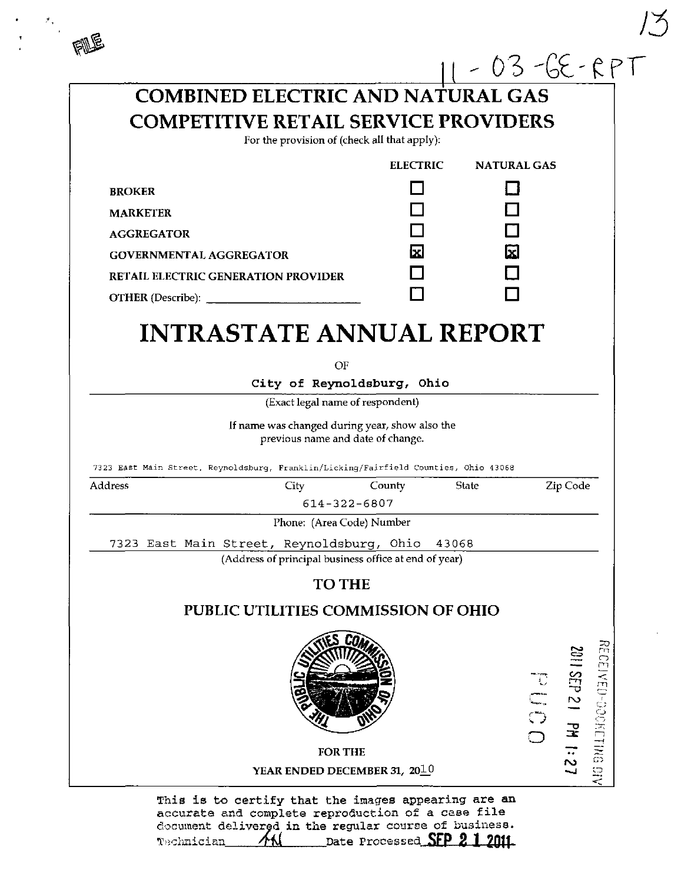FILE

13

11 - 03 -GE-RPT

# COMBINED ELECTRIC AND NATURAL GAS COMPETITIVE RETAIL SERVICE PROVIDERS

For the provision of (check all that apply):

| | ELECTRIC | NATURAL GAS |
|---|---|---|
| BROKER | ☐ | ☐ |
| MARKETER | ☐ | ☐ |
| AGGREGATOR | ☐ | ☐ |
| GOVERNMENTAL AGGREGATOR | ☒ | ☒ |
| RETAIL ELECTRIC GENERATION PROVIDER | ☐ | ☐ |
| OTHER (Describe): ______ | ☐ | ☐ |

# INTRASTATE ANNUAL REPORT

OF

**City of Reynoldsburg, Ohio**

(Exact legal name of respondent)

If name was changed during year, show also the previous name and date of change.

7323 East Main Street, Reynoldsburg, Franklin/Licking/Fairfield Counties, Ohio 43068

Address | City | County | State | Zip Code

614-322-6807

Phone: (Area Code) Number

7323 East Main Street, Reynoldsburg, Ohio 43068

(Address of principal business office at end of year)

## TO THE

## PUBLIC UTILITIES COMMISSION OF OHIO

FOR THE

YEAR ENDED DECEMBER 31, 2010

RECEIVED-DOCKETING DIV 2011 SEP 21 PM 1:27 PUCO

This is to certify that the images appearing are an accurate and complete reproduction of a case file document delivered in the regular course of business. Technician AM Date Processed SEP 21 2011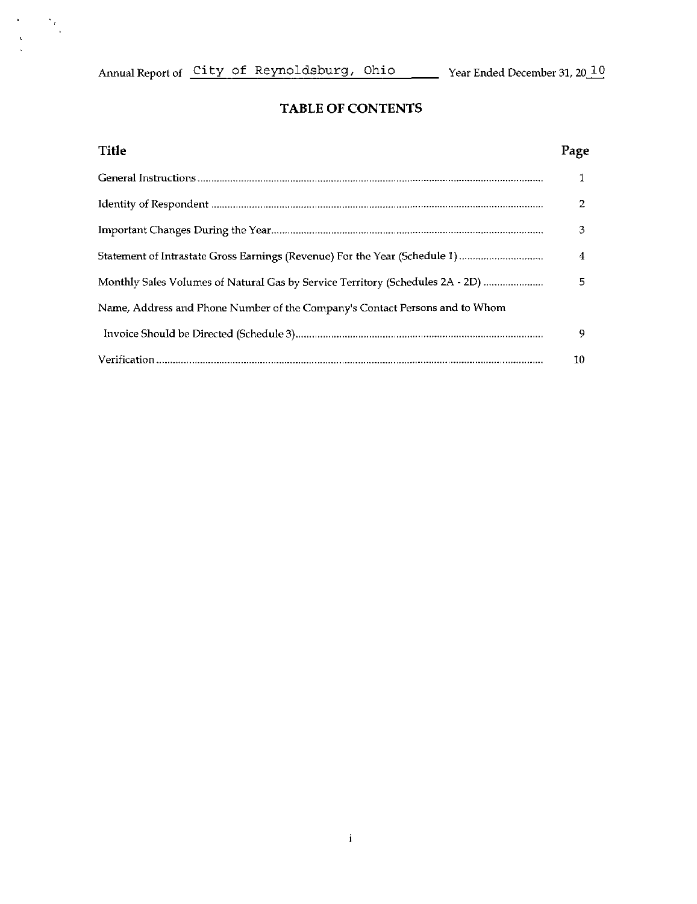Annual Report of City of Reynoldsburg, Ohio Year Ended December 31, 2010

# TABLE OF CONTENTS

| Title | Page |
|---|---|
| General Instructions | 1 |
| Identity of Respondent | 2 |
| Important Changes During the Year | 3 |
| Statement of Intrastate Gross Earnings (Revenue) For the Year (Schedule 1) | 4 |
| Monthly Sales Volumes of Natural Gas by Service Territory (Schedules 2A - 2D) | 5 |
| Name, Address and Phone Number of the Company's Contact Persons and to Whom Invoice Should be Directed (Schedule 3) | 9 |
| Verification | 10 |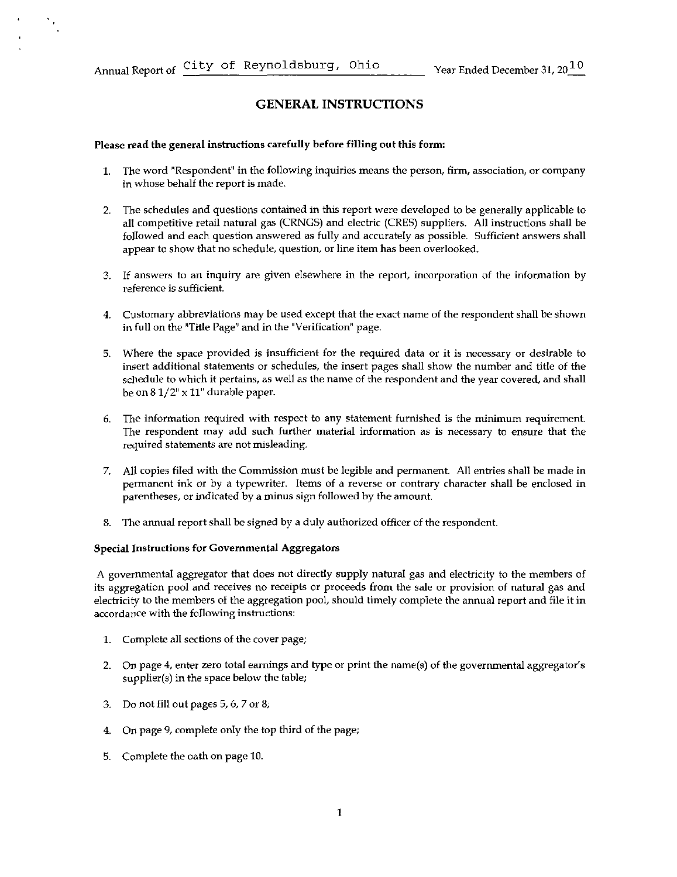Annual Report of City of Reynoldsburg, Ohio Year Ended December 31, 2010

# GENERAL INSTRUCTIONS

**Please read the general instructions carefully before filling out this form:**

1. The word "Respondent" in the following inquiries means the person, firm, association, or company in whose behalf the report is made.

2. The schedules and questions contained in this report were developed to be generally applicable to all competitive retail natural gas (CRNGS) and electric (CRES) suppliers. All instructions shall be followed and each question answered as fully and accurately as possible. Sufficient answers shall appear to show that no schedule, question, or line item has been overlooked.

3. If answers to an inquiry are given elsewhere in the report, incorporation of the information by reference is sufficient.

4. Customary abbreviations may be used except that the exact name of the respondent shall be shown in full on the "Title Page" and in the "Verification" page.

5. Where the space provided is insufficient for the required data or it is necessary or desirable to insert additional statements or schedules, the insert pages shall show the number and title of the schedule to which it pertains, as well as the name of the respondent and the year covered, and shall be on 8 1/2" x 11" durable paper.

6. The information required with respect to any statement furnished is the minimum requirement. The respondent may add such further material information as is necessary to ensure that the required statements are not misleading.

7. All copies filed with the Commission must be legible and permanent. All entries shall be made in permanent ink or by a typewriter. Items of a reverse or contrary character shall be enclosed in parentheses, or indicated by a minus sign followed by the amount.

8. The annual report shall be signed by a duly authorized officer of the respondent.

**Special Instructions for Governmental Aggregators**

A governmental aggregator that does not directly supply natural gas and electricity to the members of its aggregation pool and receives no receipts or proceeds from the sale or provision of natural gas and electricity to the members of the aggregation pool, should timely complete the annual report and file it in accordance with the following instructions:

1. Complete all sections of the cover page;

2. On page 4, enter zero total earnings and type or print the name(s) of the governmental aggregator's supplier(s) in the space below the table;

3. Do not fill out pages 5, 6, 7 or 8;

4. On page 9, complete only the top third of the page;

5. Complete the oath on page 10.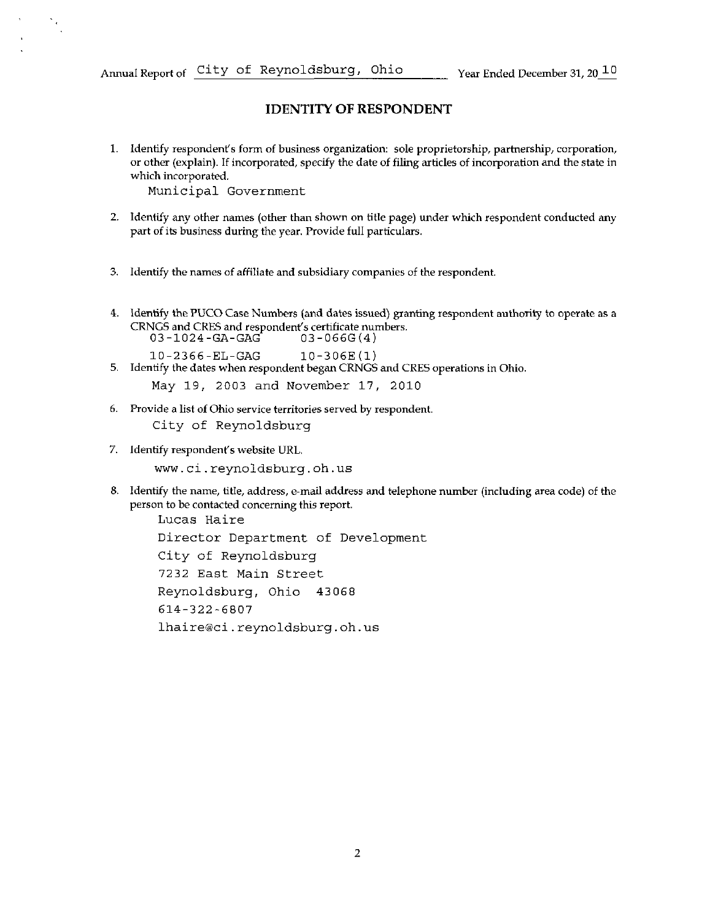Annual Report of City of Reynoldsburg, Ohio Year Ended December 31, 2010

## IDENTITY OF RESPONDENT

1. Identify respondent's form of business organization: sole proprietorship, partnership, corporation, or other (explain). If incorporated, specify the date of filing articles of incorporation and the state in which incorporated.

   Municipal Government

2. Identify any other names (other than shown on title page) under which respondent conducted any part of its business during the year. Provide full particulars.

3. Identify the names of affiliate and subsidiary companies of the respondent.

4. Identify the PUCO Case Numbers (and dates issued) granting respondent authority to operate as a CRNGS and CRES and respondent's certificate numbers.

   03-1024-GA-GAG 03-066G(4)

   10-2366-EL-GAG 10-306E(1)

5. Identify the dates when respondent began CRNGS and CRES operations in Ohio.

   May 19, 2003 and November 17, 2010

6. Provide a list of Ohio service territories served by respondent.

   City of Reynoldsburg

7. Identify respondent's website URL.

   www.ci.reynoldsburg.oh.us

8. Identify the name, title, address, e-mail address and telephone number (including area code) of the person to be contacted concerning this report.

   Lucas Haire
   Director Department of Development
   City of Reynoldsburg
   7232 East Main Street
   Reynoldsburg, Ohio 43068
   614-322-6807
   lhaire@ci.reynoldsburg.oh.us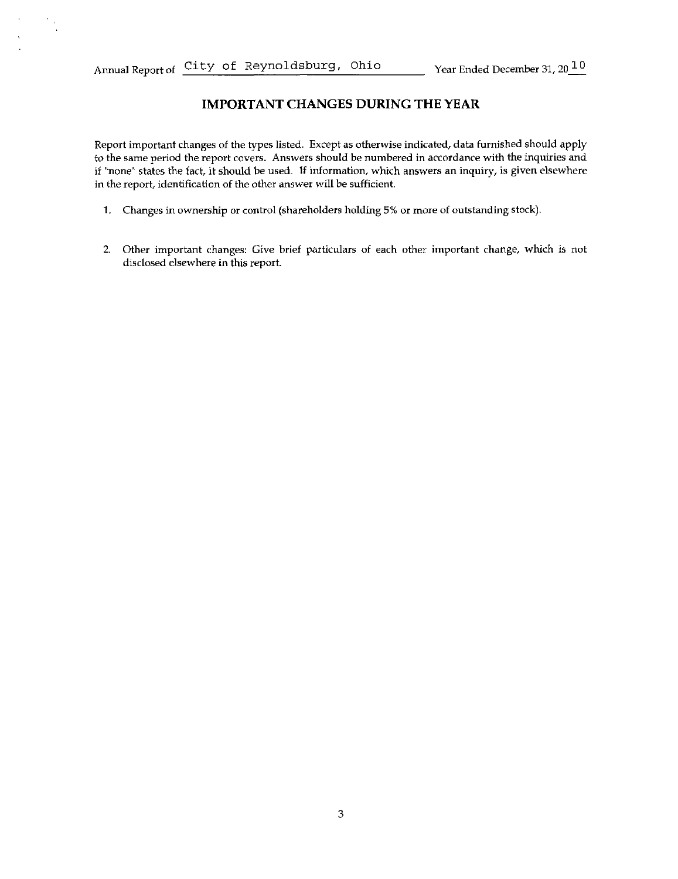Annual Report of City of Reynoldsburg, Ohio Year Ended December 31, 2010

## IMPORTANT CHANGES DURING THE YEAR

Report important changes of the types listed. Except as otherwise indicated, data furnished should apply to the same period the report covers. Answers should be numbered in accordance with the inquiries and if "none" states the fact, it should be used. If information, which answers an inquiry, is given elsewhere in the report, identification of the other answer will be sufficient.

1. Changes in ownership or control (shareholders holding 5% or more of outstanding stock).

2. Other important changes: Give brief particulars of each other important change, which is not disclosed elsewhere in this report.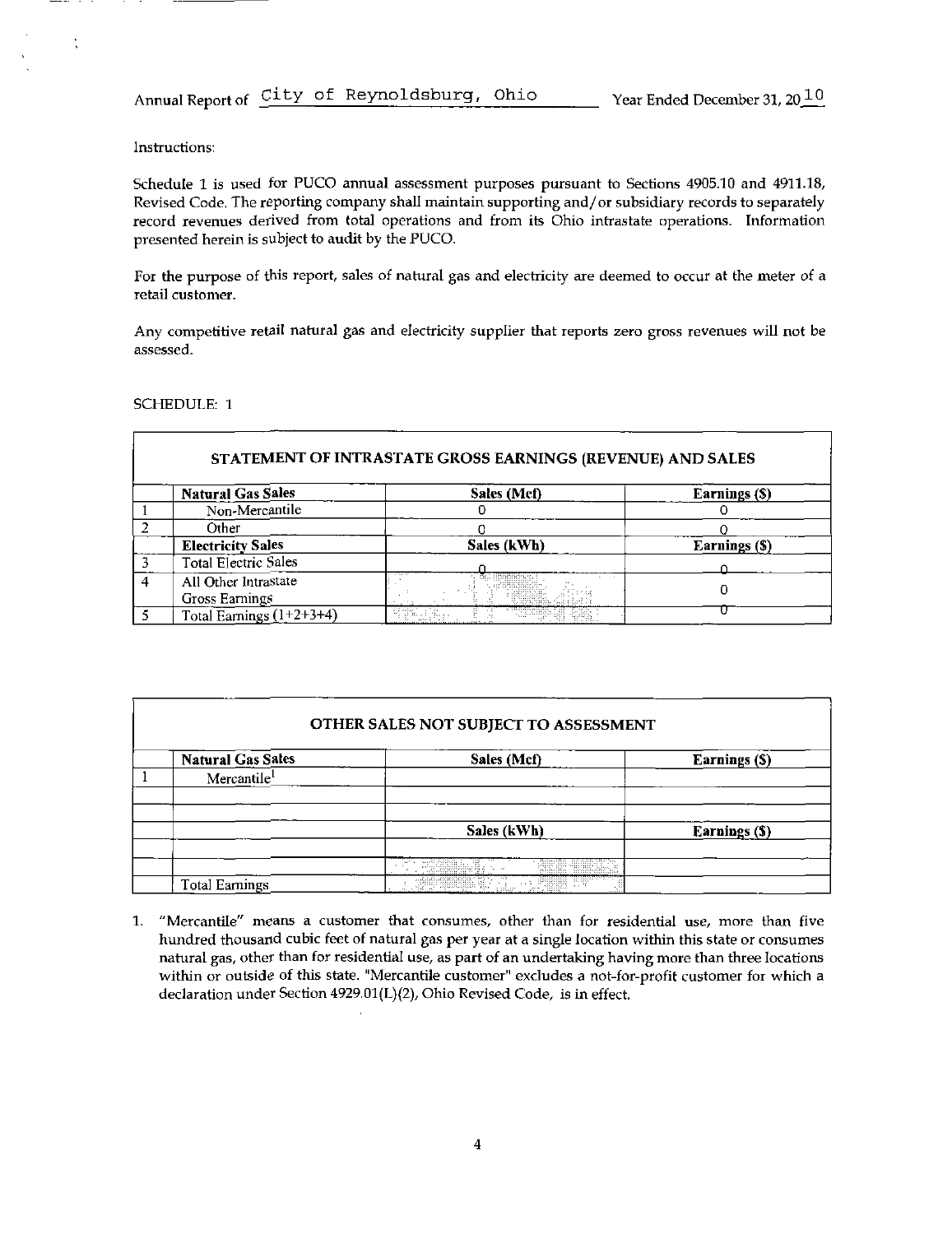Annual Report of City of Reynoldsburg, Ohio Year Ended December 31, 2010

Instructions:

Schedule 1 is used for PUCO annual assessment purposes pursuant to Sections 4905.10 and 4911.18, Revised Code. The reporting company shall maintain supporting and/or subsidiary records to separately record revenues derived from total operations and from its Ohio intrastate operations. Information presented herein is subject to audit by the PUCO.

For the purpose of this report, sales of natural gas and electricity are deemed to occur at the meter of a retail customer.

Any competitive retail natural gas and electricity supplier that reports zero gross revenues will not be assessed.

SCHEDULE: 1

**STATEMENT OF INTRASTATE GROSS EARNINGS (REVENUE) AND SALES**

| | Natural Gas Sales | Sales (Mcf) | Earnings ($) |
|---|---|---|---|
| 1 | Non-Mercantile | 0 | 0 |
| 2 | Other | 0 | 0 |
| | **Electricity Sales** | **Sales (kWh)** | **Earnings ($)** |
| 3 | Total Electric Sales | 0 | 0 |
| 4 | All Other Intrastate Gross Earnings | | 0 |
| 5 | Total Earnings (1+2+3+4) | | 0 |

**OTHER SALES NOT SUBJECT TO ASSESSMENT**

| | Natural Gas Sales | Sales (Mcf) | Earnings ($) |
|---|---|---|---|
| 1 | Mercantile[1] | | |
| | | | |
| | | | |
| | | **Sales (kWh)** | **Earnings ($)** |
| | | | |
| | | | |
| | Total Earnings | | |

1. "Mercantile" means a customer that consumes, other than for residential use, more than five hundred thousand cubic feet of natural gas per year at a single location within this state or consumes natural gas, other than for residential use, as part of an undertaking having more than three locations within or outside of this state. "Mercantile customer" excludes a not-for-profit customer for which a declaration under Section 4929.01(L)(2), Ohio Revised Code, is in effect.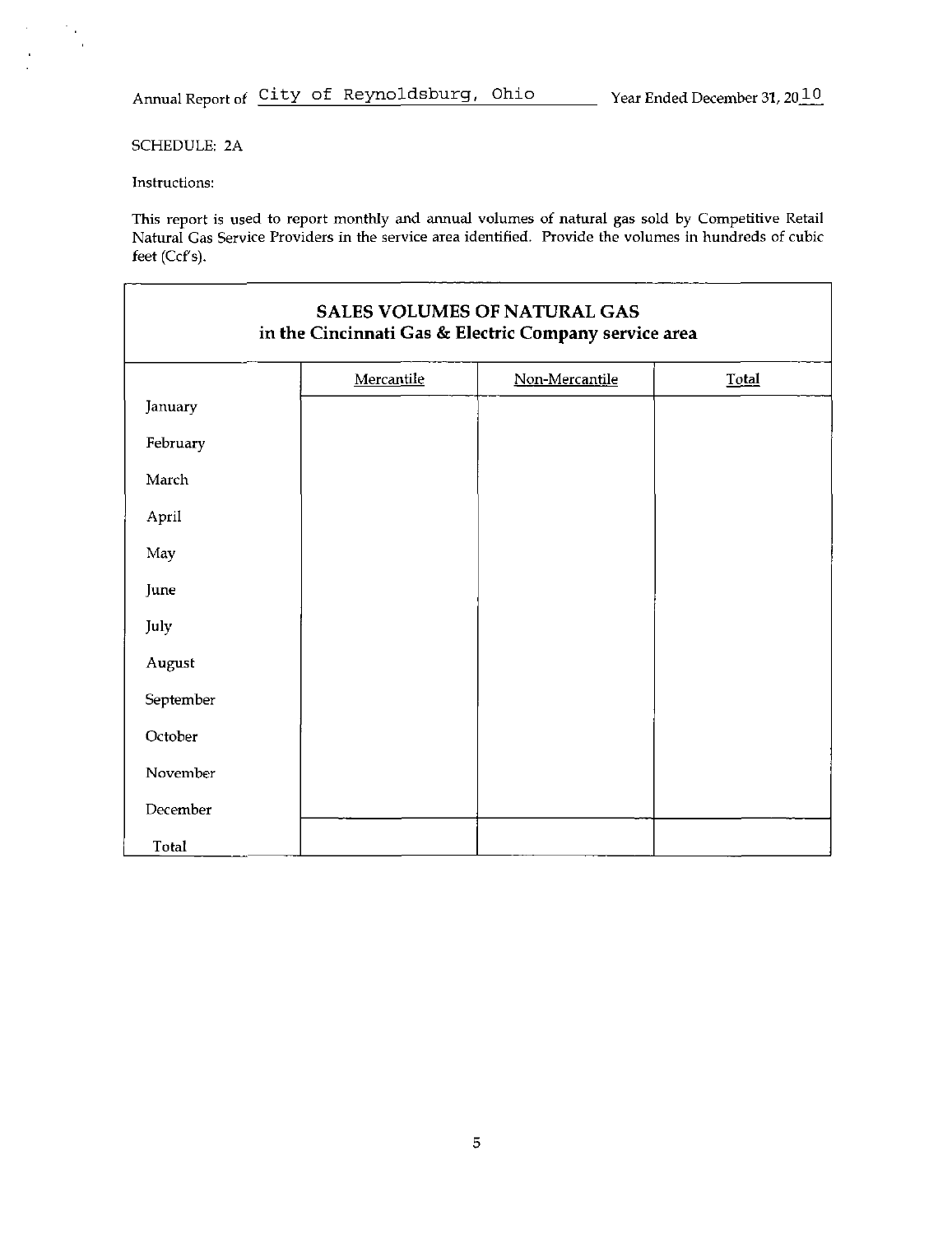Annual Report of City of Reynoldsburg, Ohio Year Ended December 31, 2010

SCHEDULE: 2A

Instructions:

This report is used to report monthly and annual volumes of natural gas sold by Competitive Retail Natural Gas Service Providers in the service area identified. Provide the volumes in hundreds of cubic feet (Ccf's).

**SALES VOLUMES OF NATURAL GAS**
**in the Cincinnati Gas & Electric Company service area**

| | Mercantile | Non-Mercantile | Total |
|---|---|---|---|
| January | | | |
| February | | | |
| March | | | |
| April | | | |
| May | | | |
| June | | | |
| July | | | |
| August | | | |
| September | | | |
| October | | | |
| November | | | |
| December | | | |
| Total | | | |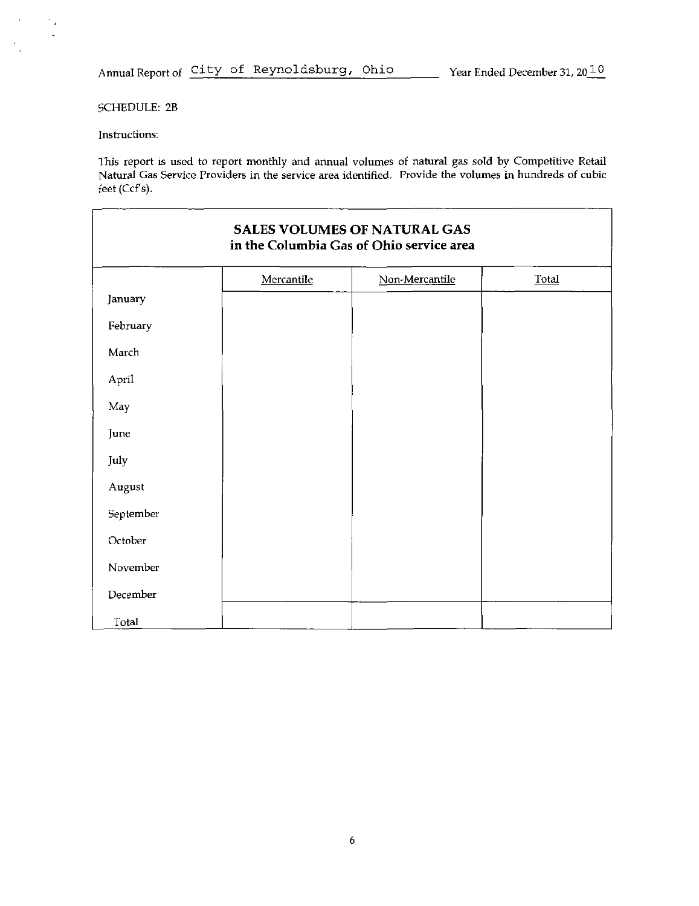Annual Report of City of Reynoldsburg, Ohio Year Ended December 31, 2010

SCHEDULE: 2B

Instructions:

This report is used to report monthly and annual volumes of natural gas sold by Competitive Retail Natural Gas Service Providers in the service area identified. Provide the volumes in hundreds of cubic feet (Ccf's).

## SALES VOLUMES OF NATURAL GAS in the Columbia Gas of Ohio service area

| | Mercantile | Non-Mercantile | Total |
|---|---|---|---|
| January | | | |
| February | | | |
| March | | | |
| April | | | |
| May | | | |
| June | | | |
| July | | | |
| August | | | |
| September | | | |
| October | | | |
| November | | | |
| December | | | |
| Total | | | |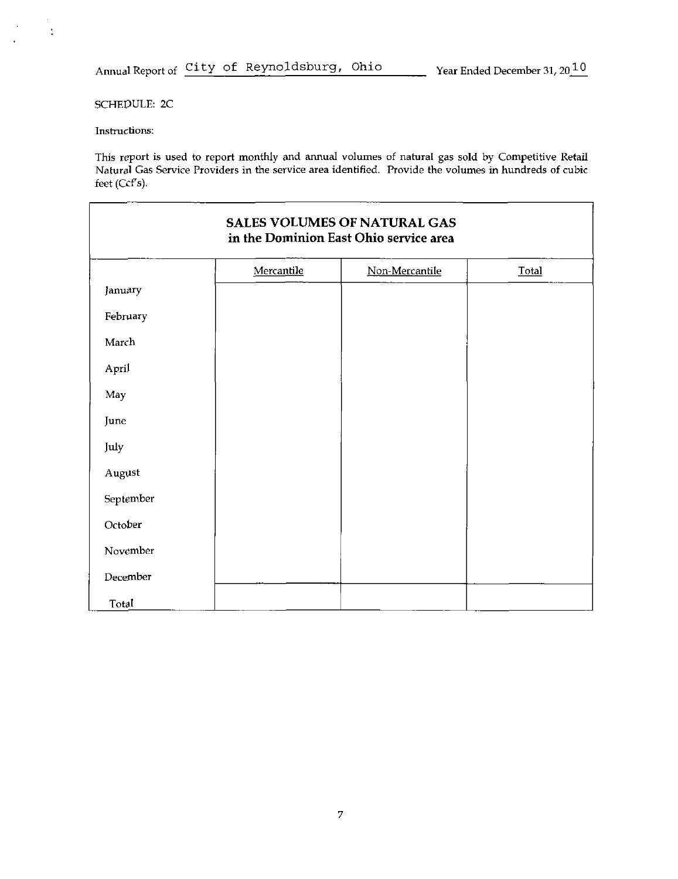Annual Report of City of Reynoldsburg, Ohio Year Ended December 31, 2010

SCHEDULE: 2C

Instructions:

This report is used to report monthly and annual volumes of natural gas sold by Competitive Retail Natural Gas Service Providers in the service area identified. Provide the volumes in hundreds of cubic feet (Ccf's).

## SALES VOLUMES OF NATURAL GAS in the Dominion East Ohio service area

| | Mercantile | Non-Mercantile | Total |
|---|---|---|---|
| January | | | |
| February | | | |
| March | | | |
| April | | | |
| May | | | |
| June | | | |
| July | | | |
| August | | | |
| September | | | |
| October | | | |
| November | | | |
| December | | | |
| Total | | | |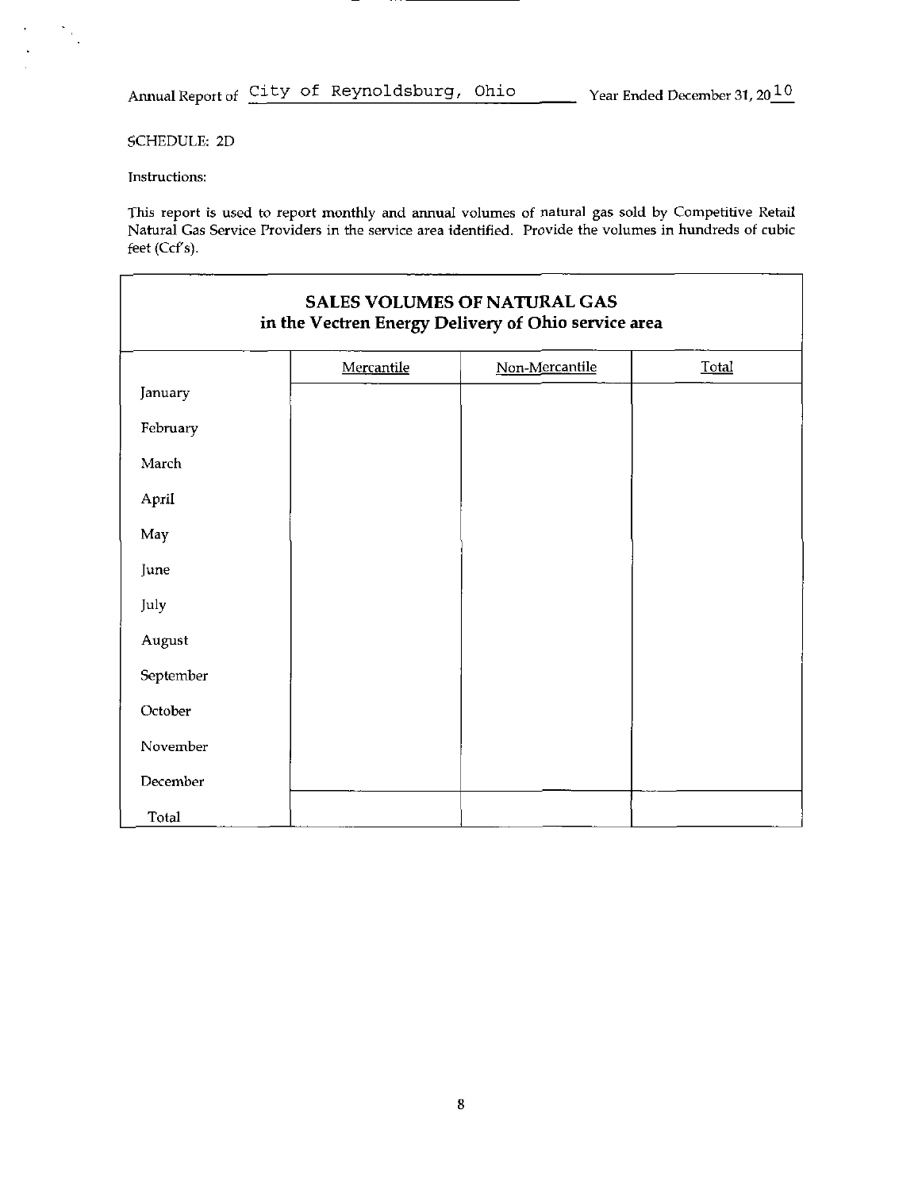Annual Report of City of Reynoldsburg, Ohio Year Ended December 31, 2010

SCHEDULE: 2D

Instructions:

This report is used to report monthly and annual volumes of natural gas sold by Competitive Retail Natural Gas Service Providers in the service area identified. Provide the volumes in hundreds of cubic feet (Ccf's).

**SALES VOLUMES OF NATURAL GAS**
**in the Vectren Energy Delivery of Ohio service area**

| | Mercantile | Non-Mercantile | Total |
|---|---|---|---|
| January | | | |
| February | | | |
| March | | | |
| April | | | |
| May | | | |
| June | | | |
| July | | | |
| August | | | |
| September | | | |
| October | | | |
| November | | | |
| December | | | |
| Total | | | |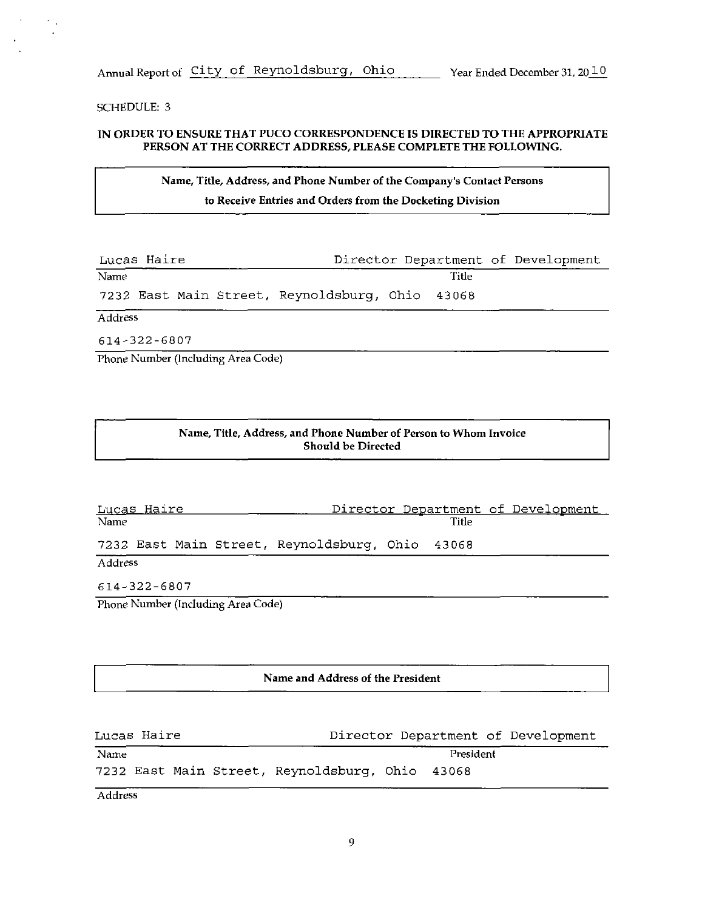Annual Report of City of Reynoldsburg, Ohio Year Ended December 31, 2010

SCHEDULE: 3

**IN ORDER TO ENSURE THAT PUCO CORRESPONDENCE IS DIRECTED TO THE APPROPRIATE PERSON AT THE CORRECT ADDRESS, PLEASE COMPLETE THE FOLLOWING.**

**Name, Title, Address, and Phone Number of the Company's Contact Persons to Receive Entries and Orders from the Docketing Division**

Lucas Haire — Director Department of Development

Name — Title

7232 East Main Street, Reynoldsburg, Ohio 43068

Address

614-322-6807

Phone Number (Including Area Code)

**Name, Title, Address, and Phone Number of Person to Whom Invoice Should be Directed**

Lucas Haire — Director Department of Development

Name — Title

7232 East Main Street, Reynoldsburg, Ohio 43068

Address

614-322-6807

Phone Number (Including Area Code)

**Name and Address of the President**

Lucas Haire — Director Department of Development

Name — President

7232 East Main Street, Reynoldsburg, Ohio 43068

Address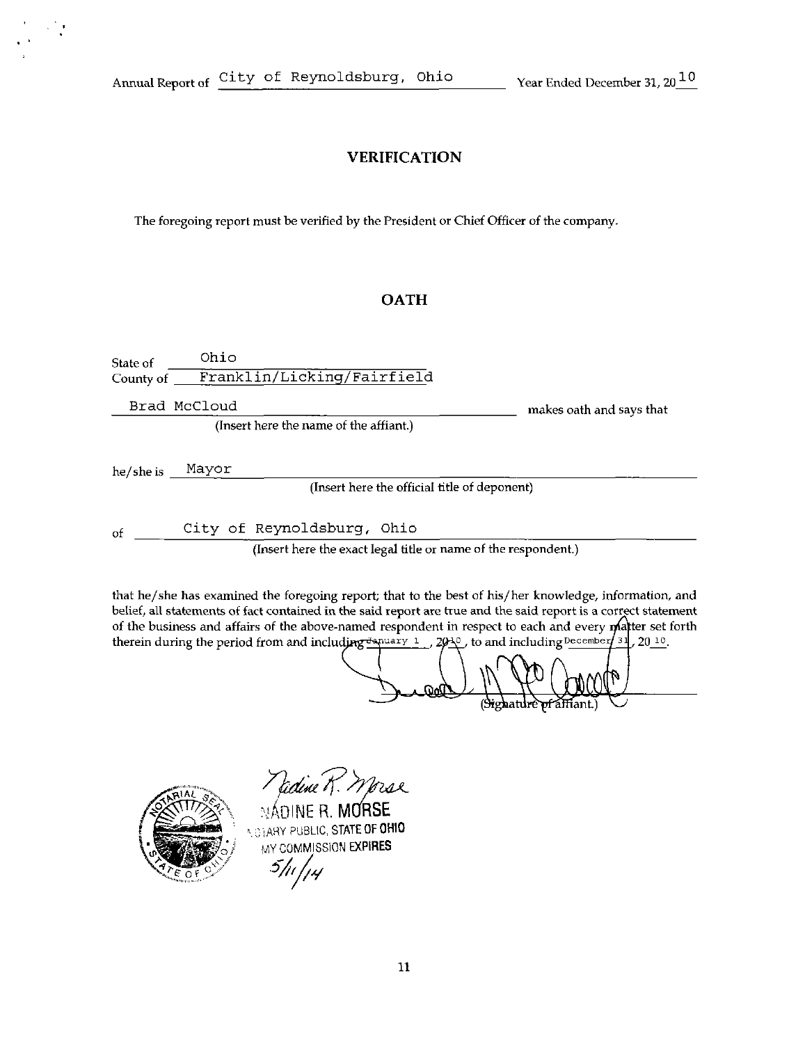Annual Report of City of Reynoldsburg, Ohio Year Ended December 31, 2010

## VERIFICATION

The foregoing report must be verified by the President or Chief Officer of the company.

## OATH

State of Ohio
County of Franklin/Licking/Fairfield

Brad McCloud makes oath and says that
(Insert here the name of the affiant.)

he/she is Mayor
(Insert here the official title of deponent)

of City of Reynoldsburg, Ohio
(Insert here the exact legal title or name of the respondent.)

that he/she has examined the foregoing report; that to the best of his/her knowledge, information, and belief, all statements of fact contained in the said report are true and the said report is a correct statement of the business and affairs of the above-named respondent in respect to each and every matter set forth therein during the period from and including January 1, 2010, to and including December 31, 20 10.

(Signature of affiant.)

Nadine R. Morse
NADINE R. MORSE
NOTARY PUBLIC, STATE OF OHIO
MY COMMISSION EXPIRES
5/11/14